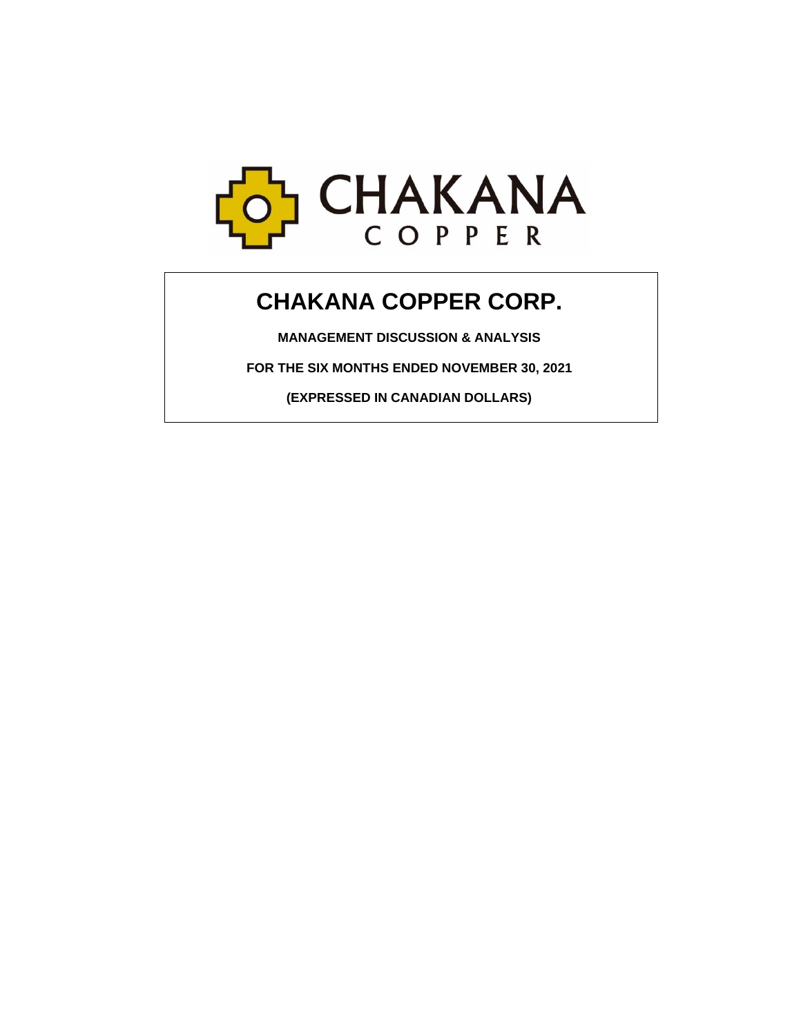CHAKANA
COPPER

# CHAKANA COPPER CORP.

**MANAGEMENT DISCUSSION & ANALYSIS**

**FOR THE SIX MONTHS ENDED NOVEMBER 30, 2021**

**(EXPRESSED IN CANADIAN DOLLARS)**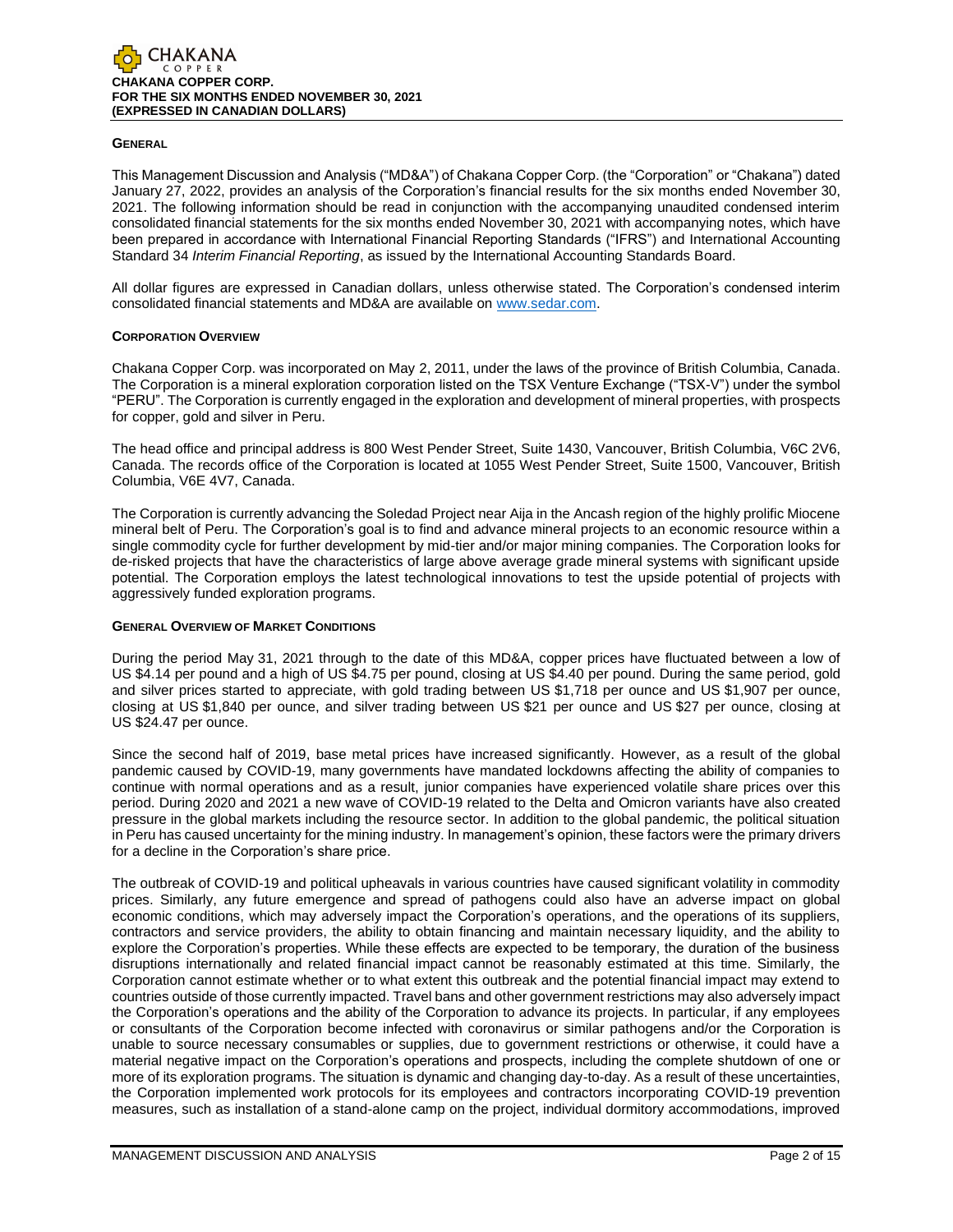## GENERAL

This Management Discussion and Analysis ("MD&A") of Chakana Copper Corp. (the "Corporation" or "Chakana") dated January 27, 2022, provides an analysis of the Corporation's financial results for the six months ended November 30, 2021. The following information should be read in conjunction with the accompanying unaudited condensed interim consolidated financial statements for the six months ended November 30, 2021 with accompanying notes, which have been prepared in accordance with International Financial Reporting Standards ("IFRS") and International Accounting Standard 34 *Interim Financial Reporting*, as issued by the International Accounting Standards Board.

All dollar figures are expressed in Canadian dollars, unless otherwise stated. The Corporation's condensed interim consolidated financial statements and MD&A are available on www.sedar.com.

## CORPORATION OVERVIEW

Chakana Copper Corp. was incorporated on May 2, 2011, under the laws of the province of British Columbia, Canada. The Corporation is a mineral exploration corporation listed on the TSX Venture Exchange ("TSX-V") under the symbol "PERU". The Corporation is currently engaged in the exploration and development of mineral properties, with prospects for copper, gold and silver in Peru.

The head office and principal address is 800 West Pender Street, Suite 1430, Vancouver, British Columbia, V6C 2V6, Canada. The records office of the Corporation is located at 1055 West Pender Street, Suite 1500, Vancouver, British Columbia, V6E 4V7, Canada.

The Corporation is currently advancing the Soledad Project near Aija in the Ancash region of the highly prolific Miocene mineral belt of Peru. The Corporation's goal is to find and advance mineral projects to an economic resource within a single commodity cycle for further development by mid-tier and/or major mining companies. The Corporation looks for de-risked projects that have the characteristics of large above average grade mineral systems with significant upside potential. The Corporation employs the latest technological innovations to test the upside potential of projects with aggressively funded exploration programs.

## GENERAL OVERVIEW OF MARKET CONDITIONS

During the period May 31, 2021 through to the date of this MD&A, copper prices have fluctuated between a low of US $4.14 per pound and a high of US $4.75 per pound, closing at US $4.40 per pound. During the same period, gold and silver prices started to appreciate, with gold trading between US $1,718 per ounce and US $1,907 per ounce, closing at US $1,840 per ounce, and silver trading between US $21 per ounce and US $27 per ounce, closing at US $24.47 per ounce.

Since the second half of 2019, base metal prices have increased significantly. However, as a result of the global pandemic caused by COVID-19, many governments have mandated lockdowns affecting the ability of companies to continue with normal operations and as a result, junior companies have experienced volatile share prices over this period. During 2020 and 2021 a new wave of COVID-19 related to the Delta and Omicron variants have also created pressure in the global markets including the resource sector. In addition to the global pandemic, the political situation in Peru has caused uncertainty for the mining industry. In management's opinion, these factors were the primary drivers for a decline in the Corporation's share price.

The outbreak of COVID-19 and political upheavals in various countries have caused significant volatility in commodity prices. Similarly, any future emergence and spread of pathogens could also have an adverse impact on global economic conditions, which may adversely impact the Corporation's operations, and the operations of its suppliers, contractors and service providers, the ability to obtain financing and maintain necessary liquidity, and the ability to explore the Corporation's properties. While these effects are expected to be temporary, the duration of the business disruptions internationally and related financial impact cannot be reasonably estimated at this time. Similarly, the Corporation cannot estimate whether or to what extent this outbreak and the potential financial impact may extend to countries outside of those currently impacted. Travel bans and other government restrictions may also adversely impact the Corporation's operations and the ability of the Corporation to advance its projects. In particular, if any employees or consultants of the Corporation become infected with coronavirus or similar pathogens and/or the Corporation is unable to source necessary consumables or supplies, due to government restrictions or otherwise, it could have a material negative impact on the Corporation's operations and prospects, including the complete shutdown of one or more of its exploration programs. The situation is dynamic and changing day-to-day. As a result of these uncertainties, the Corporation implemented work protocols for its employees and contractors incorporating COVID-19 prevention measures, such as installation of a stand-alone camp on the project, individual dormitory accommodations, improved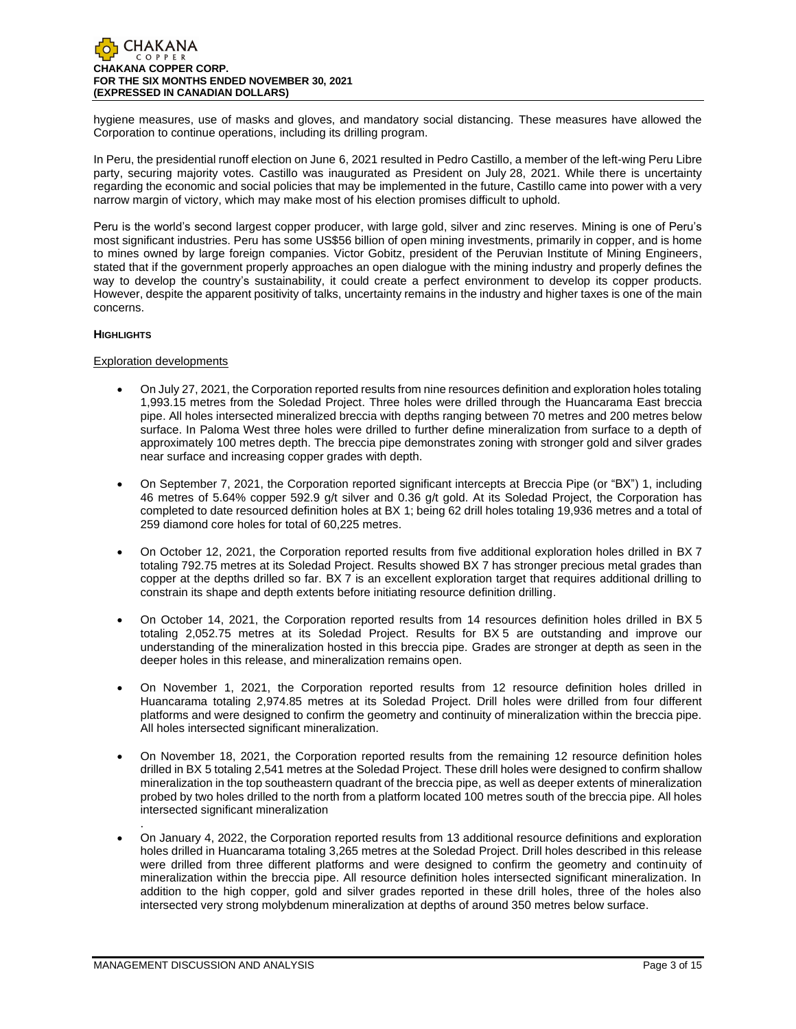hygiene measures, use of masks and gloves, and mandatory social distancing. These measures have allowed the Corporation to continue operations, including its drilling program.

In Peru, the presidential runoff election on June 6, 2021 resulted in Pedro Castillo, a member of the left-wing Peru Libre party, securing majority votes. Castillo was inaugurated as President on July 28, 2021. While there is uncertainty regarding the economic and social policies that may be implemented in the future, Castillo came into power with a very narrow margin of victory, which may make most of his election promises difficult to uphold.

Peru is the world's second largest copper producer, with large gold, silver and zinc reserves. Mining is one of Peru's most significant industries. Peru has some US$56 billion of open mining investments, primarily in copper, and is home to mines owned by large foreign companies. Victor Gobitz, president of the Peruvian Institute of Mining Engineers, stated that if the government properly approaches an open dialogue with the mining industry and properly defines the way to develop the country's sustainability, it could create a perfect environment to develop its copper products. However, despite the apparent positivity of talks, uncertainty remains in the industry and higher taxes is one of the main concerns.

**HIGHLIGHTS**

Exploration developments

- On July 27, 2021, the Corporation reported results from nine resources definition and exploration holes totaling 1,993.15 metres from the Soledad Project. Three holes were drilled through the Huancarama East breccia pipe. All holes intersected mineralized breccia with depths ranging between 70 metres and 200 metres below surface. In Paloma West three holes were drilled to further define mineralization from surface to a depth of approximately 100 metres depth. The breccia pipe demonstrates zoning with stronger gold and silver grades near surface and increasing copper grades with depth.
- On September 7, 2021, the Corporation reported significant intercepts at Breccia Pipe (or "BX") 1, including 46 metres of 5.64% copper 592.9 g/t silver and 0.36 g/t gold. At its Soledad Project, the Corporation has completed to date resourced definition holes at BX 1; being 62 drill holes totaling 19,936 metres and a total of 259 diamond core holes for total of 60,225 metres.
- On October 12, 2021, the Corporation reported results from five additional exploration holes drilled in BX 7 totaling 792.75 metres at its Soledad Project. Results showed BX 7 has stronger precious metal grades than copper at the depths drilled so far. BX 7 is an excellent exploration target that requires additional drilling to constrain its shape and depth extents before initiating resource definition drilling.
- On October 14, 2021, the Corporation reported results from 14 resources definition holes drilled in BX 5 totaling 2,052.75 metres at its Soledad Project. Results for BX 5 are outstanding and improve our understanding of the mineralization hosted in this breccia pipe. Grades are stronger at depth as seen in the deeper holes in this release, and mineralization remains open.
- On November 1, 2021, the Corporation reported results from 12 resource definition holes drilled in Huancarama totaling 2,974.85 metres at its Soledad Project. Drill holes were drilled from four different platforms and were designed to confirm the geometry and continuity of mineralization within the breccia pipe. All holes intersected significant mineralization.
- On November 18, 2021, the Corporation reported results from the remaining 12 resource definition holes drilled in BX 5 totaling 2,541 metres at the Soledad Project. These drill holes were designed to confirm shallow mineralization in the top southeastern quadrant of the breccia pipe, as well as deeper extents of mineralization probed by two holes drilled to the north from a platform located 100 metres south of the breccia pipe. All holes intersected significant mineralization
.
- On January 4, 2022, the Corporation reported results from 13 additional resource definitions and exploration holes drilled in Huancarama totaling 3,265 metres at the Soledad Project. Drill holes described in this release were drilled from three different platforms and were designed to confirm the geometry and continuity of mineralization within the breccia pipe. All resource definition holes intersected significant mineralization. In addition to the high copper, gold and silver grades reported in these drill holes, three of the holes also intersected very strong molybdenum mineralization at depths of around 350 metres below surface.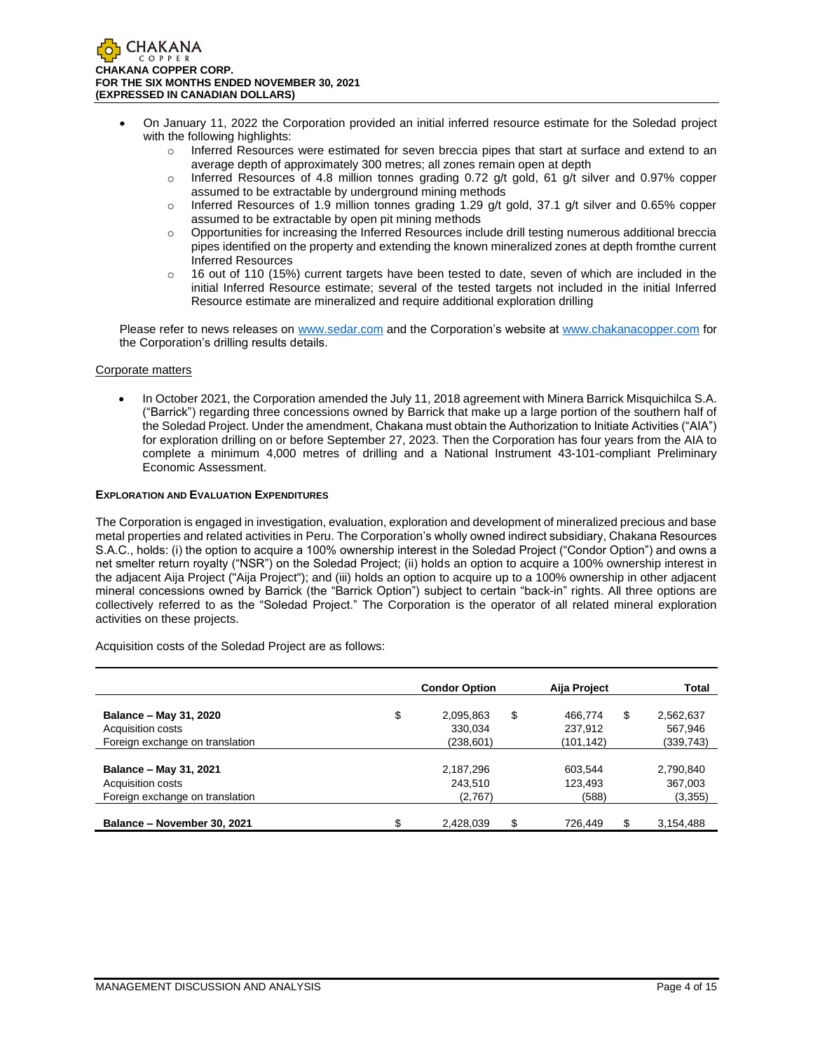- On January 11, 2022 the Corporation provided an initial inferred resource estimate for the Soledad project with the following highlights:
  - Inferred Resources were estimated for seven breccia pipes that start at surface and extend to an average depth of approximately 300 metres; all zones remain open at depth
  - Inferred Resources of 4.8 million tonnes grading 0.72 g/t gold, 61 g/t silver and 0.97% copper assumed to be extractable by underground mining methods
  - Inferred Resources of 1.9 million tonnes grading 1.29 g/t gold, 37.1 g/t silver and 0.65% copper assumed to be extractable by open pit mining methods
  - Opportunities for increasing the Inferred Resources include drill testing numerous additional breccia pipes identified on the property and extending the known mineralized zones at depth fromthe current Inferred Resources
  - 16 out of 110 (15%) current targets have been tested to date, seven of which are included in the initial Inferred Resource estimate; several of the tested targets not included in the initial Inferred Resource estimate are mineralized and require additional exploration drilling

Please refer to news releases on www.sedar.com and the Corporation's website at www.chakanacopper.com for the Corporation's drilling results details.

Corporate matters

- In October 2021, the Corporation amended the July 11, 2018 agreement with Minera Barrick Misquichilca S.A. ("Barrick") regarding three concessions owned by Barrick that make up a large portion of the southern half of the Soledad Project. Under the amendment, Chakana must obtain the Authorization to Initiate Activities ("AIA") for exploration drilling on or before September 27, 2023. Then the Corporation has four years from the AIA to complete a minimum 4,000 metres of drilling and a National Instrument 43-101-compliant Preliminary Economic Assessment.

**EXPLORATION AND EVALUATION EXPENDITURES**

The Corporation is engaged in investigation, evaluation, exploration and development of mineralized precious and base metal properties and related activities in Peru. The Corporation's wholly owned indirect subsidiary, Chakana Resources S.A.C., holds: (i) the option to acquire a 100% ownership interest in the Soledad Project ("Condor Option") and owns a net smelter return royalty ("NSR") on the Soledad Project; (ii) holds an option to acquire a 100% ownership interest in the adjacent Aija Project ("Aija Project"); and (iii) holds an option to acquire up to a 100% ownership in other adjacent mineral concessions owned by Barrick (the "Barrick Option") subject to certain "back-in" rights. All three options are collectively referred to as the "Soledad Project." The Corporation is the operator of all related mineral exploration activities on these projects.

Acquisition costs of the Soledad Project are as follows:

| | Condor Option | Aija Project | Total |
|---|---|---|---|
| **Balance – May 31, 2020** | $ 2,095,863 | $ 466,774 | $ 2,562,637 |
| Acquisition costs | 330,034 | 237,912 | 567,946 |
| Foreign exchange on translation | (238,601) | (101,142) | (339,743) |
| **Balance – May 31, 2021** | 2,187,296 | 603,544 | 2,790,840 |
| Acquisition costs | 243,510 | 123,493 | 367,003 |
| Foreign exchange on translation | (2,767) | (588) | (3,355) |
| **Balance – November 30, 2021** | $ 2,428,039 | $ 726,449 | $ 3,154,488 |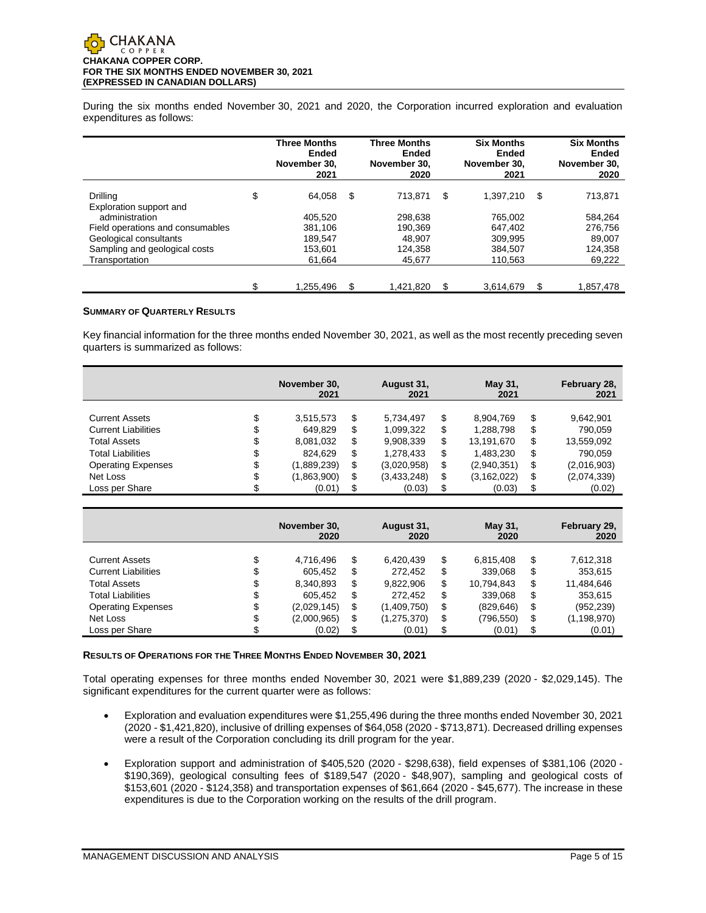During the six months ended November 30, 2021 and 2020, the Corporation incurred exploration and evaluation expenditures as follows:

| | Three Months Ended November 30, 2021 | Three Months Ended November 30, 2020 | Six Months Ended November 30, 2021 | Six Months Ended November 30, 2020 |
|---|---|---|---|---|
| Drilling | $ 64,058 | $ 713,871 | $ 1,397,210 | $ 713,871 |
| Exploration support and administration | 405,520 | 298,638 | 765,002 | 584,264 |
| Field operations and consumables | 381,106 | 190,369 | 647,402 | 276,756 |
| Geological consultants | 189,547 | 48,907 | 309,995 | 89,007 |
| Sampling and geological costs | 153,601 | 124,358 | 384,507 | 124,358 |
| Transportation | 61,664 | 45,677 | 110,563 | 69,222 |
| | $ 1,255,496 | $ 1,421,820 | $ 3,614,679 | $ 1,857,478 |

**SUMMARY OF QUARTERLY RESULTS**

Key financial information for the three months ended November 30, 2021, as well as the most recently preceding seven quarters is summarized as follows:

| | November 30, 2021 | August 31, 2021 | May 31, 2021 | February 28, 2021 |
|---|---|---|---|---|
| Current Assets | $ 3,515,573 | $ 5,734,497 | $ 8,904,769 | $ 9,642,901 |
| Current Liabilities | $ 649,829 | $ 1,099,322 | $ 1,288,798 | $ 790,059 |
| Total Assets | $ 8,081,032 | $ 9,908,339 | $ 13,191,670 | $ 13,559,092 |
| Total Liabilities | $ 824,629 | $ 1,278,433 | $ 1,483,230 | $ 790,059 |
| Operating Expenses | $ (1,889,239) | $ (3,020,958) | $ (2,940,351) | $ (2,016,903) |
| Net Loss | $ (1,863,900) | $ (3,433,248) | $ (3,162,022) | $ (2,074,339) |
| Loss per Share | $ (0.01) | $ (0.03) | $ (0.03) | $ (0.02) |

| | November 30, 2020 | August 31, 2020 | May 31, 2020 | February 29, 2020 |
|---|---|---|---|---|
| Current Assets | $ 4,716,496 | $ 6,420,439 | $ 6,815,408 | $ 7,612,318 |
| Current Liabilities | $ 605,452 | $ 272,452 | $ 339,068 | $ 353,615 |
| Total Assets | $ 8,340,893 | $ 9,822,906 | $ 10,794,843 | $ 11,484,646 |
| Total Liabilities | $ 605,452 | $ 272,452 | $ 339,068 | $ 353,615 |
| Operating Expenses | $ (2,029,145) | $ (1,409,750) | $ (829,646) | $ (952,239) |
| Net Loss | $ (2,000,965) | $ (1,275,370) | $ (796,550) | $ (1,198,970) |
| Loss per Share | $ (0.02) | $ (0.01) | $ (0.01) | $ (0.01) |

**RESULTS OF OPERATIONS FOR THE THREE MONTHS ENDED NOVEMBER 30, 2021**

Total operating expenses for three months ended November 30, 2021 were $1,889,239 (2020 - $2,029,145). The significant expenditures for the current quarter were as follows:

- Exploration and evaluation expenditures were $1,255,496 during the three months ended November 30, 2021 (2020 - $1,421,820), inclusive of drilling expenses of $64,058 (2020 - $713,871). Decreased drilling expenses were a result of the Corporation concluding its drill program for the year.
- Exploration support and administration of $405,520 (2020 - $298,638), field expenses of $381,106 (2020 - $190,369), geological consulting fees of $189,547 (2020 - $48,907), sampling and geological costs of $153,601 (2020 - $124,358) and transportation expenses of $61,664 (2020 - $45,677). The increase in these expenditures is due to the Corporation working on the results of the drill program.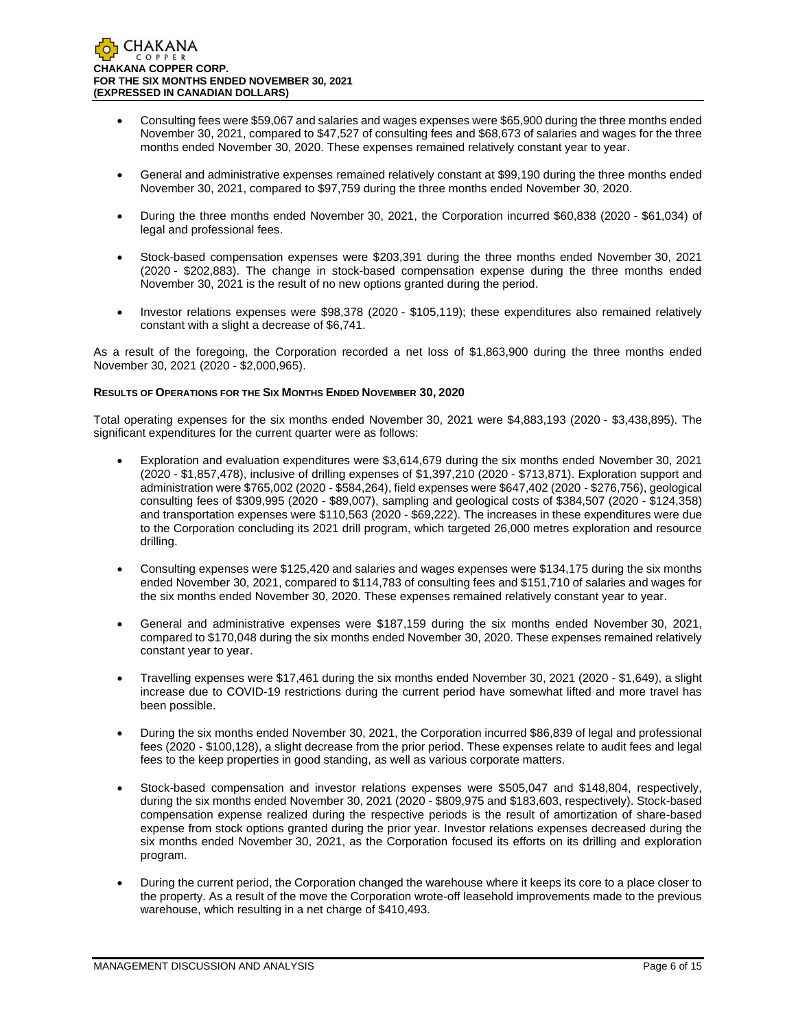- Consulting fees were $59,067 and salaries and wages expenses were $65,900 during the three months ended November 30, 2021, compared to $47,527 of consulting fees and $68,673 of salaries and wages for the three months ended November 30, 2020. These expenses remained relatively constant year to year.
- General and administrative expenses remained relatively constant at $99,190 during the three months ended November 30, 2021, compared to $97,759 during the three months ended November 30, 2020.
- During the three months ended November 30, 2021, the Corporation incurred $60,838 (2020 - $61,034) of legal and professional fees.
- Stock-based compensation expenses were $203,391 during the three months ended November 30, 2021 (2020 - $202,883). The change in stock-based compensation expense during the three months ended November 30, 2021 is the result of no new options granted during the period.
- Investor relations expenses were $98,378 (2020 - $105,119); these expenditures also remained relatively constant with a slight a decrease of $6,741.

As a result of the foregoing, the Corporation recorded a net loss of $1,863,900 during the three months ended November 30, 2021 (2020 - $2,000,965).

**RESULTS OF OPERATIONS FOR THE SIX MONTHS ENDED NOVEMBER 30, 2020**

Total operating expenses for the six months ended November 30, 2021 were $4,883,193 (2020 - $3,438,895). The significant expenditures for the current quarter were as follows:

- Exploration and evaluation expenditures were $3,614,679 during the six months ended November 30, 2021 (2020 - $1,857,478), inclusive of drilling expenses of $1,397,210 (2020 - $713,871). Exploration support and administration were $765,002 (2020 - $584,264), field expenses were $647,402 (2020 - $276,756), geological consulting fees of $309,995 (2020 - $89,007), sampling and geological costs of $384,507 (2020 - $124,358) and transportation expenses were $110,563 (2020 - $69,222). The increases in these expenditures were due to the Corporation concluding its 2021 drill program, which targeted 26,000 metres exploration and resource drilling.
- Consulting expenses were $125,420 and salaries and wages expenses were $134,175 during the six months ended November 30, 2021, compared to $114,783 of consulting fees and $151,710 of salaries and wages for the six months ended November 30, 2020. These expenses remained relatively constant year to year.
- General and administrative expenses were $187,159 during the six months ended November 30, 2021, compared to $170,048 during the six months ended November 30, 2020. These expenses remained relatively constant year to year.
- Travelling expenses were $17,461 during the six months ended November 30, 2021 (2020 - $1,649), a slight increase due to COVID-19 restrictions during the current period have somewhat lifted and more travel has been possible.
- During the six months ended November 30, 2021, the Corporation incurred $86,839 of legal and professional fees (2020 - $100,128), a slight decrease from the prior period. These expenses relate to audit fees and legal fees to the keep properties in good standing, as well as various corporate matters.
- Stock-based compensation and investor relations expenses were $505,047 and $148,804, respectively, during the six months ended November 30, 2021 (2020 - $809,975 and $183,603, respectively). Stock-based compensation expense realized during the respective periods is the result of amortization of share-based expense from stock options granted during the prior year. Investor relations expenses decreased during the six months ended November 30, 2021, as the Corporation focused its efforts on its drilling and exploration program.
- During the current period, the Corporation changed the warehouse where it keeps its core to a place closer to the property. As a result of the move the Corporation wrote-off leasehold improvements made to the previous warehouse, which resulting in a net charge of $410,493.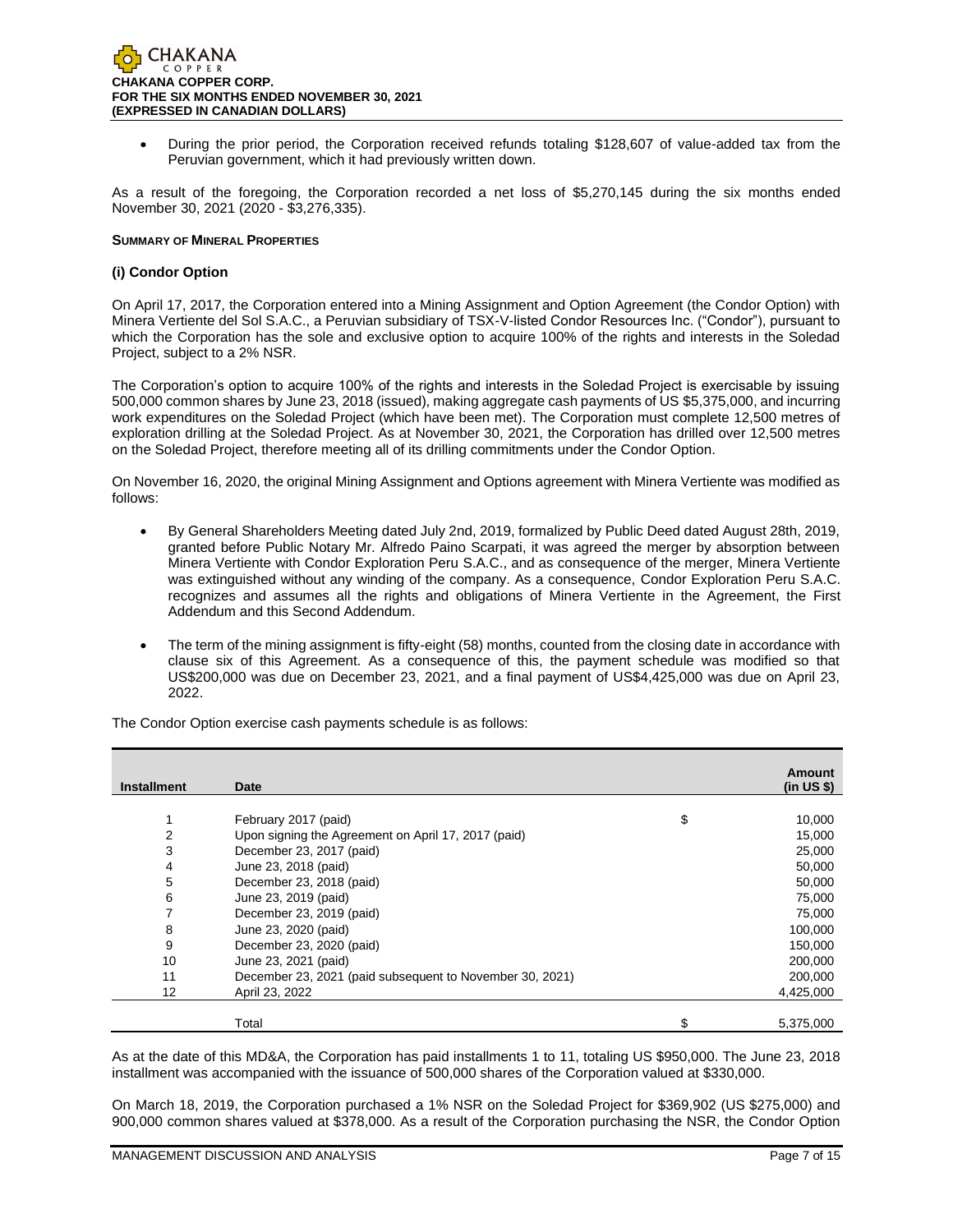- During the prior period, the Corporation received refunds totaling $128,607 of value-added tax from the Peruvian government, which it had previously written down.

As a result of the foregoing, the Corporation recorded a net loss of $5,270,145 during the six months ended November 30, 2021 (2020 - $3,276,335).

**SUMMARY OF MINERAL PROPERTIES**

**(i) Condor Option**

On April 17, 2017, the Corporation entered into a Mining Assignment and Option Agreement (the Condor Option) with Minera Vertiente del Sol S.A.C., a Peruvian subsidiary of TSX-V-listed Condor Resources Inc. ("Condor"), pursuant to which the Corporation has the sole and exclusive option to acquire 100% of the rights and interests in the Soledad Project, subject to a 2% NSR.

The Corporation's option to acquire 100% of the rights and interests in the Soledad Project is exercisable by issuing 500,000 common shares by June 23, 2018 (issued), making aggregate cash payments of US $5,375,000, and incurring work expenditures on the Soledad Project (which have been met). The Corporation must complete 12,500 metres of exploration drilling at the Soledad Project. As at November 30, 2021, the Corporation has drilled over 12,500 metres on the Soledad Project, therefore meeting all of its drilling commitments under the Condor Option.

On November 16, 2020, the original Mining Assignment and Options agreement with Minera Vertiente was modified as follows:

- By General Shareholders Meeting dated July 2nd, 2019, formalized by Public Deed dated August 28th, 2019, granted before Public Notary Mr. Alfredo Paino Scarpati, it was agreed the merger by absorption between Minera Vertiente with Condor Exploration Peru S.A.C., and as consequence of the merger, Minera Vertiente was extinguished without any winding of the company. As a consequence, Condor Exploration Peru S.A.C. recognizes and assumes all the rights and obligations of Minera Vertiente in the Agreement, the First Addendum and this Second Addendum.
- The term of the mining assignment is fifty-eight (58) months, counted from the closing date in accordance with clause six of this Agreement. As a consequence of this, the payment schedule was modified so that US$200,000 was due on December 23, 2021, and a final payment of US$4,425,000 was due on April 23, 2022.

The Condor Option exercise cash payments schedule is as follows:

| Installment | Date | | Amount (in US $) |
|---|---|---|---|
| 1 | February 2017 (paid) | $ | 10,000 |
| 2 | Upon signing the Agreement on April 17, 2017 (paid) | | 15,000 |
| 3 | December 23, 2017 (paid) | | 25,000 |
| 4 | June 23, 2018 (paid) | | 50,000 |
| 5 | December 23, 2018 (paid) | | 50,000 |
| 6 | June 23, 2019 (paid) | | 75,000 |
| 7 | December 23, 2019 (paid) | | 75,000 |
| 8 | June 23, 2020 (paid) | | 100,000 |
| 9 | December 23, 2020 (paid) | | 150,000 |
| 10 | June 23, 2021 (paid) | | 200,000 |
| 11 | December 23, 2021 (paid subsequent to November 30, 2021) | | 200,000 |
| 12 | April 23, 2022 | | 4,425,000 |
| | Total | $ | 5,375,000 |

As at the date of this MD&A, the Corporation has paid installments 1 to 11, totaling US $950,000. The June 23, 2018 installment was accompanied with the issuance of 500,000 shares of the Corporation valued at $330,000.

On March 18, 2019, the Corporation purchased a 1% NSR on the Soledad Project for $369,902 (US $275,000) and 900,000 common shares valued at $378,000. As a result of the Corporation purchasing the NSR, the Condor Option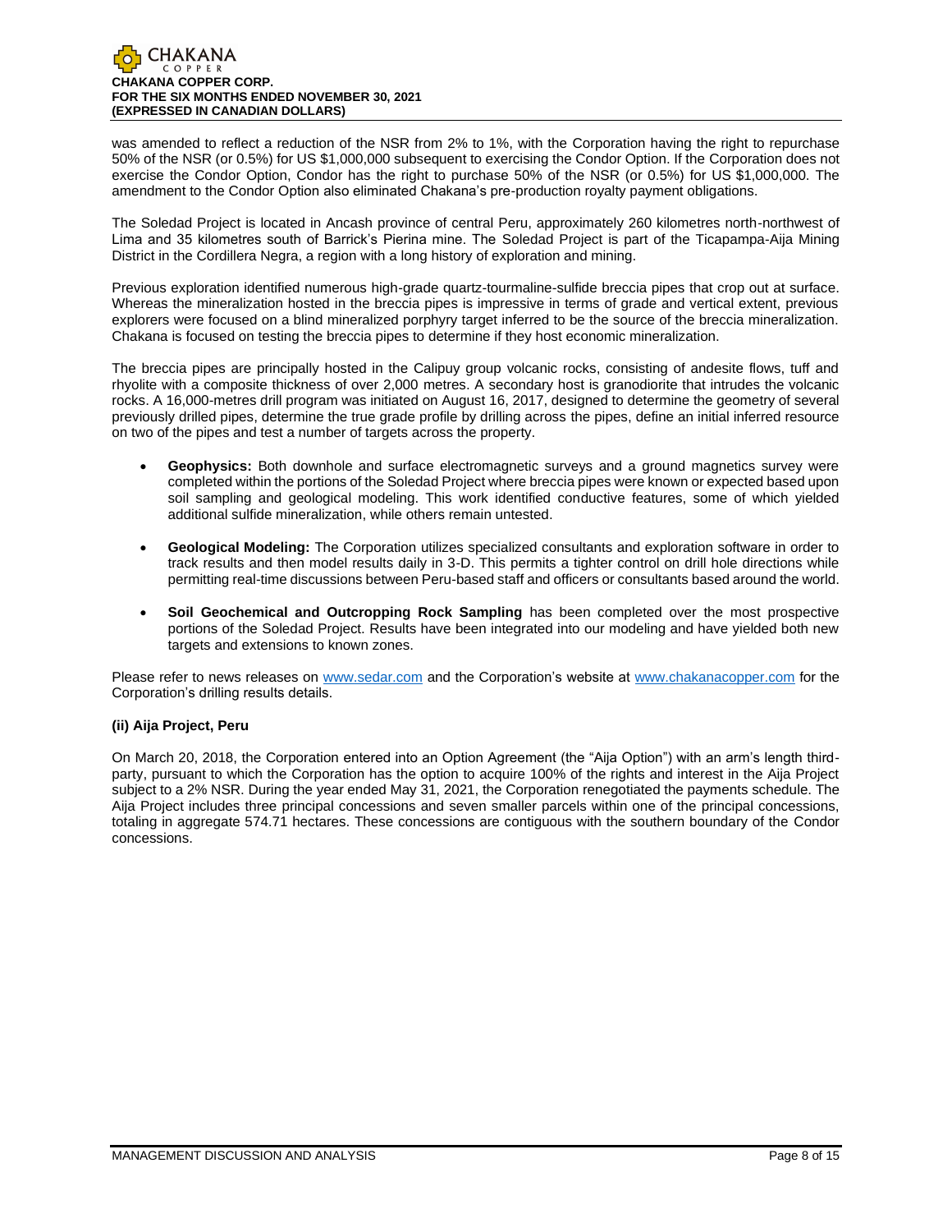was amended to reflect a reduction of the NSR from 2% to 1%, with the Corporation having the right to repurchase 50% of the NSR (or 0.5%) for US $1,000,000 subsequent to exercising the Condor Option. If the Corporation does not exercise the Condor Option, Condor has the right to purchase 50% of the NSR (or 0.5%) for US $1,000,000. The amendment to the Condor Option also eliminated Chakana's pre-production royalty payment obligations.

The Soledad Project is located in Ancash province of central Peru, approximately 260 kilometres north-northwest of Lima and 35 kilometres south of Barrick's Pierina mine. The Soledad Project is part of the Ticapampa-Aija Mining District in the Cordillera Negra, a region with a long history of exploration and mining.

Previous exploration identified numerous high-grade quartz-tourmaline-sulfide breccia pipes that crop out at surface. Whereas the mineralization hosted in the breccia pipes is impressive in terms of grade and vertical extent, previous explorers were focused on a blind mineralized porphyry target inferred to be the source of the breccia mineralization. Chakana is focused on testing the breccia pipes to determine if they host economic mineralization.

The breccia pipes are principally hosted in the Calipuy group volcanic rocks, consisting of andesite flows, tuff and rhyolite with a composite thickness of over 2,000 metres. A secondary host is granodiorite that intrudes the volcanic rocks. A 16,000-metres drill program was initiated on August 16, 2017, designed to determine the geometry of several previously drilled pipes, determine the true grade profile by drilling across the pipes, define an initial inferred resource on two of the pipes and test a number of targets across the property.

- **Geophysics:** Both downhole and surface electromagnetic surveys and a ground magnetics survey were completed within the portions of the Soledad Project where breccia pipes were known or expected based upon soil sampling and geological modeling. This work identified conductive features, some of which yielded additional sulfide mineralization, while others remain untested.

- **Geological Modeling:** The Corporation utilizes specialized consultants and exploration software in order to track results and then model results daily in 3-D. This permits a tighter control on drill hole directions while permitting real-time discussions between Peru-based staff and officers or consultants based around the world.

- **Soil Geochemical and Outcropping Rock Sampling** has been completed over the most prospective portions of the Soledad Project. Results have been integrated into our modeling and have yielded both new targets and extensions to known zones.

Please refer to news releases on www.sedar.com and the Corporation's website at www.chakanacopper.com for the Corporation's drilling results details.

#### (ii) Aija Project, Peru

On March 20, 2018, the Corporation entered into an Option Agreement (the "Aija Option") with an arm's length third-party, pursuant to which the Corporation has the option to acquire 100% of the rights and interest in the Aija Project subject to a 2% NSR. During the year ended May 31, 2021, the Corporation renegotiated the payments schedule. The Aija Project includes three principal concessions and seven smaller parcels within one of the principal concessions, totaling in aggregate 574.71 hectares. These concessions are contiguous with the southern boundary of the Condor concessions.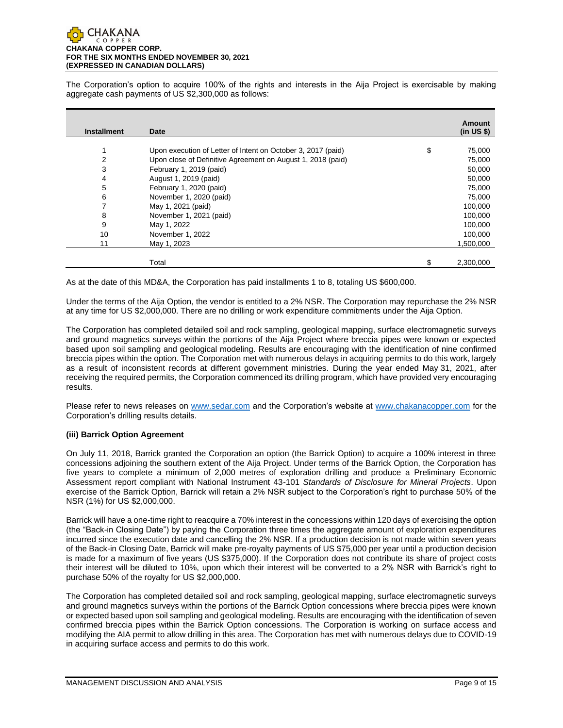The Corporation's option to acquire 100% of the rights and interests in the Aija Project is exercisable by making aggregate cash payments of US $2,300,000 as follows:

| Installment | Date | | Amount (in US $) |
|---|---|---|---|
| 1 | Upon execution of Letter of Intent on October 3, 2017 (paid) | $ | 75,000 |
| 2 | Upon close of Definitive Agreement on August 1, 2018 (paid) | | 75,000 |
| 3 | February 1, 2019 (paid) | | 50,000 |
| 4 | August 1, 2019 (paid) | | 50,000 |
| 5 | February 1, 2020 (paid) | | 75,000 |
| 6 | November 1, 2020 (paid) | | 75,000 |
| 7 | May 1, 2021 (paid) | | 100,000 |
| 8 | November 1, 2021 (paid) | | 100,000 |
| 9 | May 1, 2022 | | 100,000 |
| 10 | November 1, 2022 | | 100,000 |
| 11 | May 1, 2023 | | 1,500,000 |
| | Total | $ | 2,300,000 |

As at the date of this MD&A, the Corporation has paid installments 1 to 8, totaling US $600,000.

Under the terms of the Aija Option, the vendor is entitled to a 2% NSR. The Corporation may repurchase the 2% NSR at any time for US $2,000,000. There are no drilling or work expenditure commitments under the Aija Option.

The Corporation has completed detailed soil and rock sampling, geological mapping, surface electromagnetic surveys and ground magnetics surveys within the portions of the Aija Project where breccia pipes were known or expected based upon soil sampling and geological modeling. Results are encouraging with the identification of nine confirmed breccia pipes within the option. The Corporation met with numerous delays in acquiring permits to do this work, largely as a result of inconsistent records at different government ministries. During the year ended May 31, 2021, after receiving the required permits, the Corporation commenced its drilling program, which have provided very encouraging results.

Please refer to news releases on www.sedar.com and the Corporation's website at www.chakanacopper.com for the Corporation's drilling results details.

**(iii) Barrick Option Agreement**

On July 11, 2018, Barrick granted the Corporation an option (the Barrick Option) to acquire a 100% interest in three concessions adjoining the southern extent of the Aija Project. Under terms of the Barrick Option, the Corporation has five years to complete a minimum of 2,000 metres of exploration drilling and produce a Preliminary Economic Assessment report compliant with National Instrument 43-101 *Standards of Disclosure for Mineral Projects*. Upon exercise of the Barrick Option, Barrick will retain a 2% NSR subject to the Corporation's right to purchase 50% of the NSR (1%) for US $2,000,000.

Barrick will have a one-time right to reacquire a 70% interest in the concessions within 120 days of exercising the option (the "Back-in Closing Date") by paying the Corporation three times the aggregate amount of exploration expenditures incurred since the execution date and cancelling the 2% NSR. If a production decision is not made within seven years of the Back-in Closing Date, Barrick will make pre-royalty payments of US $75,000 per year until a production decision is made for a maximum of five years (US $375,000). If the Corporation does not contribute its share of project costs their interest will be diluted to 10%, upon which their interest will be converted to a 2% NSR with Barrick's right to purchase 50% of the royalty for US $2,000,000.

The Corporation has completed detailed soil and rock sampling, geological mapping, surface electromagnetic surveys and ground magnetics surveys within the portions of the Barrick Option concessions where breccia pipes were known or expected based upon soil sampling and geological modeling. Results are encouraging with the identification of seven confirmed breccia pipes within the Barrick Option concessions. The Corporation is working on surface access and modifying the AIA permit to allow drilling in this area. The Corporation has met with numerous delays due to COVID-19 in acquiring surface access and permits to do this work.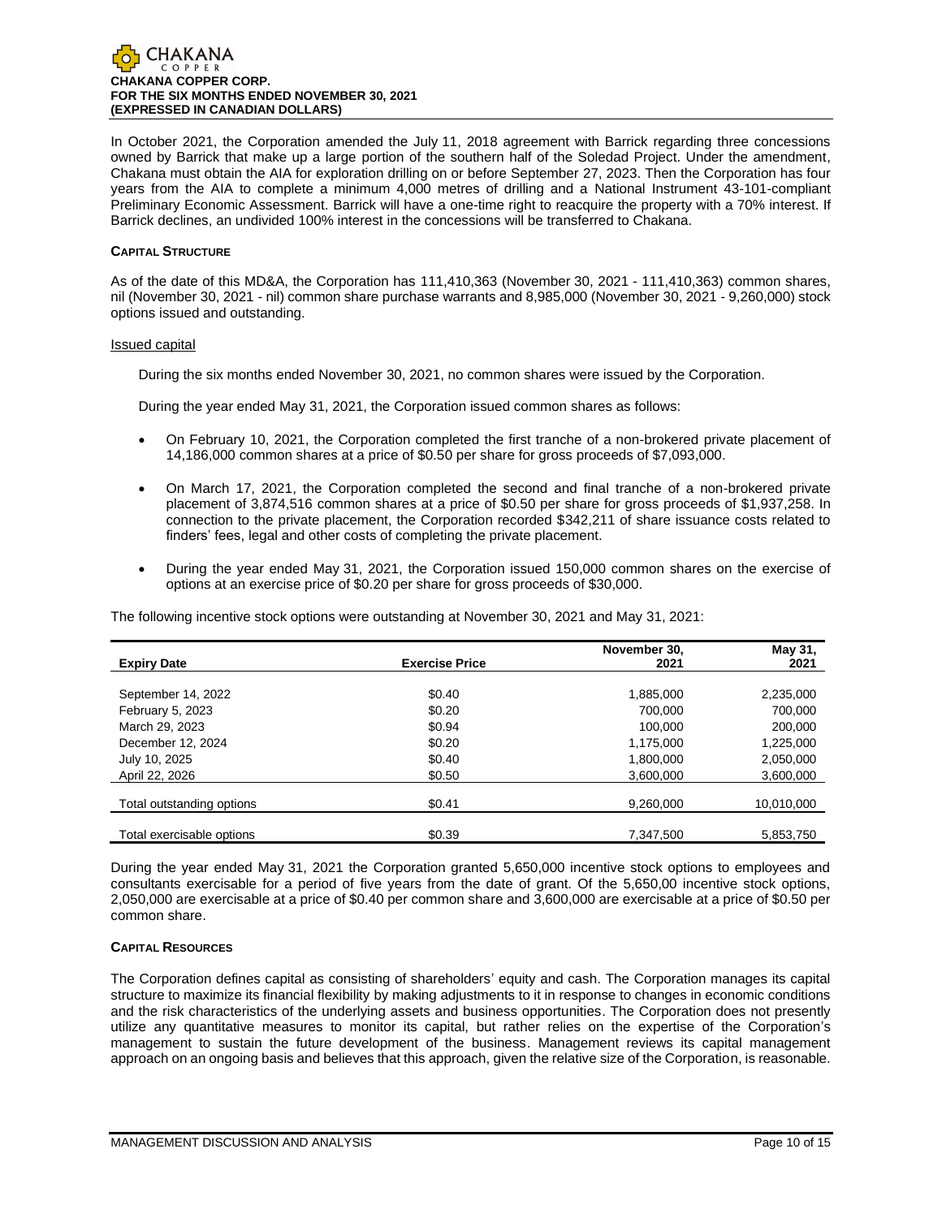In October 2021, the Corporation amended the July 11, 2018 agreement with Barrick regarding three concessions owned by Barrick that make up a large portion of the southern half of the Soledad Project. Under the amendment, Chakana must obtain the AIA for exploration drilling on or before September 27, 2023. Then the Corporation has four years from the AIA to complete a minimum 4,000 metres of drilling and a National Instrument 43-101-compliant Preliminary Economic Assessment. Barrick will have a one-time right to reacquire the property with a 70% interest. If Barrick declines, an undivided 100% interest in the concessions will be transferred to Chakana.

**CAPITAL STRUCTURE**

As of the date of this MD&A, the Corporation has 111,410,363 (November 30, 2021 - 111,410,363) common shares, nil (November 30, 2021 - nil) common share purchase warrants and 8,985,000 (November 30, 2021 - 9,260,000) stock options issued and outstanding.

Issued capital

During the six months ended November 30, 2021, no common shares were issued by the Corporation.

During the year ended May 31, 2021, the Corporation issued common shares as follows:

- On February 10, 2021, the Corporation completed the first tranche of a non-brokered private placement of 14,186,000 common shares at a price of $0.50 per share for gross proceeds of $7,093,000.
- On March 17, 2021, the Corporation completed the second and final tranche of a non-brokered private placement of 3,874,516 common shares at a price of $0.50 per share for gross proceeds of $1,937,258. In connection to the private placement, the Corporation recorded $342,211 of share issuance costs related to finders' fees, legal and other costs of completing the private placement.
- During the year ended May 31, 2021, the Corporation issued 150,000 common shares on the exercise of options at an exercise price of $0.20 per share for gross proceeds of $30,000.

The following incentive stock options were outstanding at November 30, 2021 and May 31, 2021:

| Expiry Date | Exercise Price | November 30, 2021 | May 31, 2021 |
|---|---|---|---|
| September 14, 2022 | $0.40 | 1,885,000 | 2,235,000 |
| February 5, 2023 | $0.20 | 700,000 | 700,000 |
| March 29, 2023 | $0.94 | 100,000 | 200,000 |
| December 12, 2024 | $0.20 | 1,175,000 | 1,225,000 |
| July 10, 2025 | $0.40 | 1,800,000 | 2,050,000 |
| April 22, 2026 | $0.50 | 3,600,000 | 3,600,000 |
| Total outstanding options | $0.41 | 9,260,000 | 10,010,000 |
| Total exercisable options | $0.39 | 7,347,500 | 5,853,750 |

During the year ended May 31, 2021 the Corporation granted 5,650,000 incentive stock options to employees and consultants exercisable for a period of five years from the date of grant. Of the 5,650,00 incentive stock options, 2,050,000 are exercisable at a price of $0.40 per common share and 3,600,000 are exercisable at a price of $0.50 per common share.

**CAPITAL RESOURCES**

The Corporation defines capital as consisting of shareholders' equity and cash. The Corporation manages its capital structure to maximize its financial flexibility by making adjustments to it in response to changes in economic conditions and the risk characteristics of the underlying assets and business opportunities. The Corporation does not presently utilize any quantitative measures to monitor its capital, but rather relies on the expertise of the Corporation's management to sustain the future development of the business. Management reviews its capital management approach on an ongoing basis and believes that this approach, given the relative size of the Corporation, is reasonable.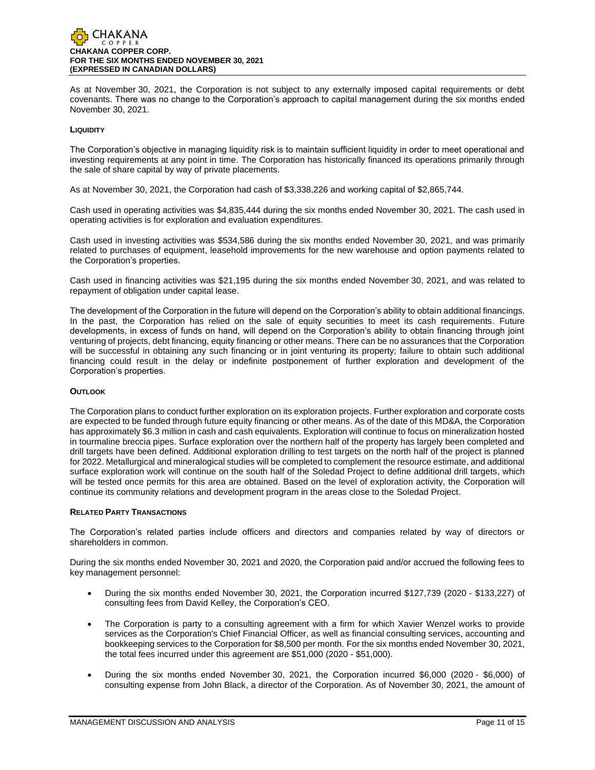As at November 30, 2021, the Corporation is not subject to any externally imposed capital requirements or debt covenants. There was no change to the Corporation's approach to capital management during the six months ended November 30, 2021.

#### LIQUIDITY

The Corporation's objective in managing liquidity risk is to maintain sufficient liquidity in order to meet operational and investing requirements at any point in time. The Corporation has historically financed its operations primarily through the sale of share capital by way of private placements.

As at November 30, 2021, the Corporation had cash of $3,338,226 and working capital of $2,865,744.

Cash used in operating activities was $4,835,444 during the six months ended November 30, 2021. The cash used in operating activities is for exploration and evaluation expenditures.

Cash used in investing activities was $534,586 during the six months ended November 30, 2021, and was primarily related to purchases of equipment, leasehold improvements for the new warehouse and option payments related to the Corporation's properties.

Cash used in financing activities was $21,195 during the six months ended November 30, 2021, and was related to repayment of obligation under capital lease.

The development of the Corporation in the future will depend on the Corporation's ability to obtain additional financings. In the past, the Corporation has relied on the sale of equity securities to meet its cash requirements. Future developments, in excess of funds on hand, will depend on the Corporation's ability to obtain financing through joint venturing of projects, debt financing, equity financing or other means. There can be no assurances that the Corporation will be successful in obtaining any such financing or in joint venturing its property; failure to obtain such additional financing could result in the delay or indefinite postponement of further exploration and development of the Corporation's properties.

#### OUTLOOK

The Corporation plans to conduct further exploration on its exploration projects. Further exploration and corporate costs are expected to be funded through future equity financing or other means. As of the date of this MD&A, the Corporation has approximately $6.3 million in cash and cash equivalents. Exploration will continue to focus on mineralization hosted in tourmaline breccia pipes. Surface exploration over the northern half of the property has largely been completed and drill targets have been defined. Additional exploration drilling to test targets on the north half of the project is planned for 2022. Metallurgical and mineralogical studies will be completed to complement the resource estimate, and additional surface exploration work will continue on the south half of the Soledad Project to define additional drill targets, which will be tested once permits for this area are obtained. Based on the level of exploration activity, the Corporation will continue its community relations and development program in the areas close to the Soledad Project.

#### RELATED PARTY TRANSACTIONS

The Corporation's related parties include officers and directors and companies related by way of directors or shareholders in common.

During the six months ended November 30, 2021 and 2020, the Corporation paid and/or accrued the following fees to key management personnel:

- During the six months ended November 30, 2021, the Corporation incurred $127,739 (2020 - $133,227) of consulting fees from David Kelley, the Corporation's CEO.
- The Corporation is party to a consulting agreement with a firm for which Xavier Wenzel works to provide services as the Corporation's Chief Financial Officer, as well as financial consulting services, accounting and bookkeeping services to the Corporation for $8,500 per month. For the six months ended November 30, 2021, the total fees incurred under this agreement are $51,000 (2020 - $51,000).
- During the six months ended November 30, 2021, the Corporation incurred $6,000 (2020 - $6,000) of consulting expense from John Black, a director of the Corporation. As of November 30, 2021, the amount of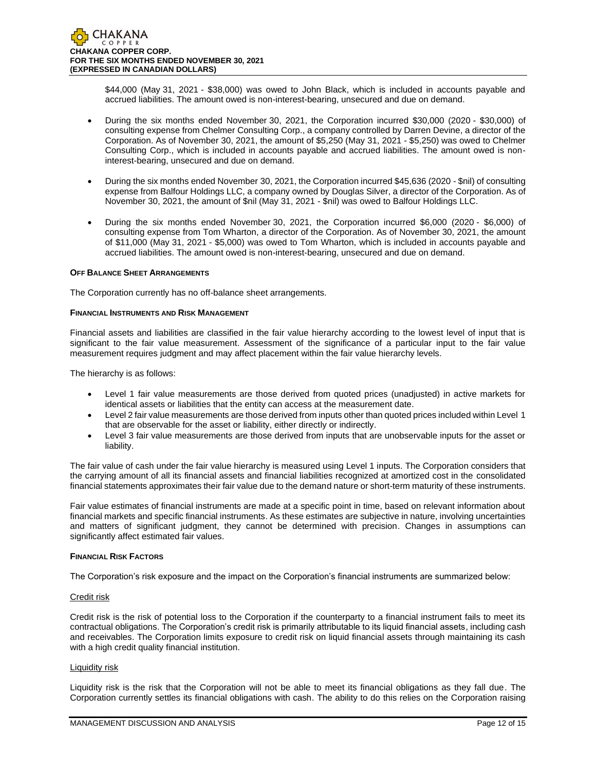$44,000 (May 31, 2021 - $38,000) was owed to John Black, which is included in accounts payable and accrued liabilities. The amount owed is non-interest-bearing, unsecured and due on demand.

- During the six months ended November 30, 2021, the Corporation incurred $30,000 (2020 - $30,000) of consulting expense from Chelmer Consulting Corp., a company controlled by Darren Devine, a director of the Corporation. As of November 30, 2021, the amount of $5,250 (May 31, 2021 - $5,250) was owed to Chelmer Consulting Corp., which is included in accounts payable and accrued liabilities. The amount owed is non-interest-bearing, unsecured and due on demand.
- During the six months ended November 30, 2021, the Corporation incurred $45,636 (2020 - $nil) of consulting expense from Balfour Holdings LLC, a company owned by Douglas Silver, a director of the Corporation. As of November 30, 2021, the amount of $nil (May 31, 2021 - $nil) was owed to Balfour Holdings LLC.
- During the six months ended November 30, 2021, the Corporation incurred $6,000 (2020 - $6,000) of consulting expense from Tom Wharton, a director of the Corporation. As of November 30, 2021, the amount of $11,000 (May 31, 2021 - $5,000) was owed to Tom Wharton, which is included in accounts payable and accrued liabilities. The amount owed is non-interest-bearing, unsecured and due on demand.

### OFF BALANCE SHEET ARRANGEMENTS

The Corporation currently has no off-balance sheet arrangements.

### FINANCIAL INSTRUMENTS AND RISK MANAGEMENT

Financial assets and liabilities are classified in the fair value hierarchy according to the lowest level of input that is significant to the fair value measurement. Assessment of the significance of a particular input to the fair value measurement requires judgment and may affect placement within the fair value hierarchy levels.

The hierarchy is as follows:

- Level 1 fair value measurements are those derived from quoted prices (unadjusted) in active markets for identical assets or liabilities that the entity can access at the measurement date.
- Level 2 fair value measurements are those derived from inputs other than quoted prices included within Level 1 that are observable for the asset or liability, either directly or indirectly.
- Level 3 fair value measurements are those derived from inputs that are unobservable inputs for the asset or liability.

The fair value of cash under the fair value hierarchy is measured using Level 1 inputs. The Corporation considers that the carrying amount of all its financial assets and financial liabilities recognized at amortized cost in the consolidated financial statements approximates their fair value due to the demand nature or short-term maturity of these instruments.

Fair value estimates of financial instruments are made at a specific point in time, based on relevant information about financial markets and specific financial instruments. As these estimates are subjective in nature, involving uncertainties and matters of significant judgment, they cannot be determined with precision. Changes in assumptions can significantly affect estimated fair values.

### FINANCIAL RISK FACTORS

The Corporation's risk exposure and the impact on the Corporation's financial instruments are summarized below:

#### Credit risk

Credit risk is the risk of potential loss to the Corporation if the counterparty to a financial instrument fails to meet its contractual obligations. The Corporation's credit risk is primarily attributable to its liquid financial assets, including cash and receivables. The Corporation limits exposure to credit risk on liquid financial assets through maintaining its cash with a high credit quality financial institution.

#### Liquidity risk

Liquidity risk is the risk that the Corporation will not be able to meet its financial obligations as they fall due. The Corporation currently settles its financial obligations with cash. The ability to do this relies on the Corporation raising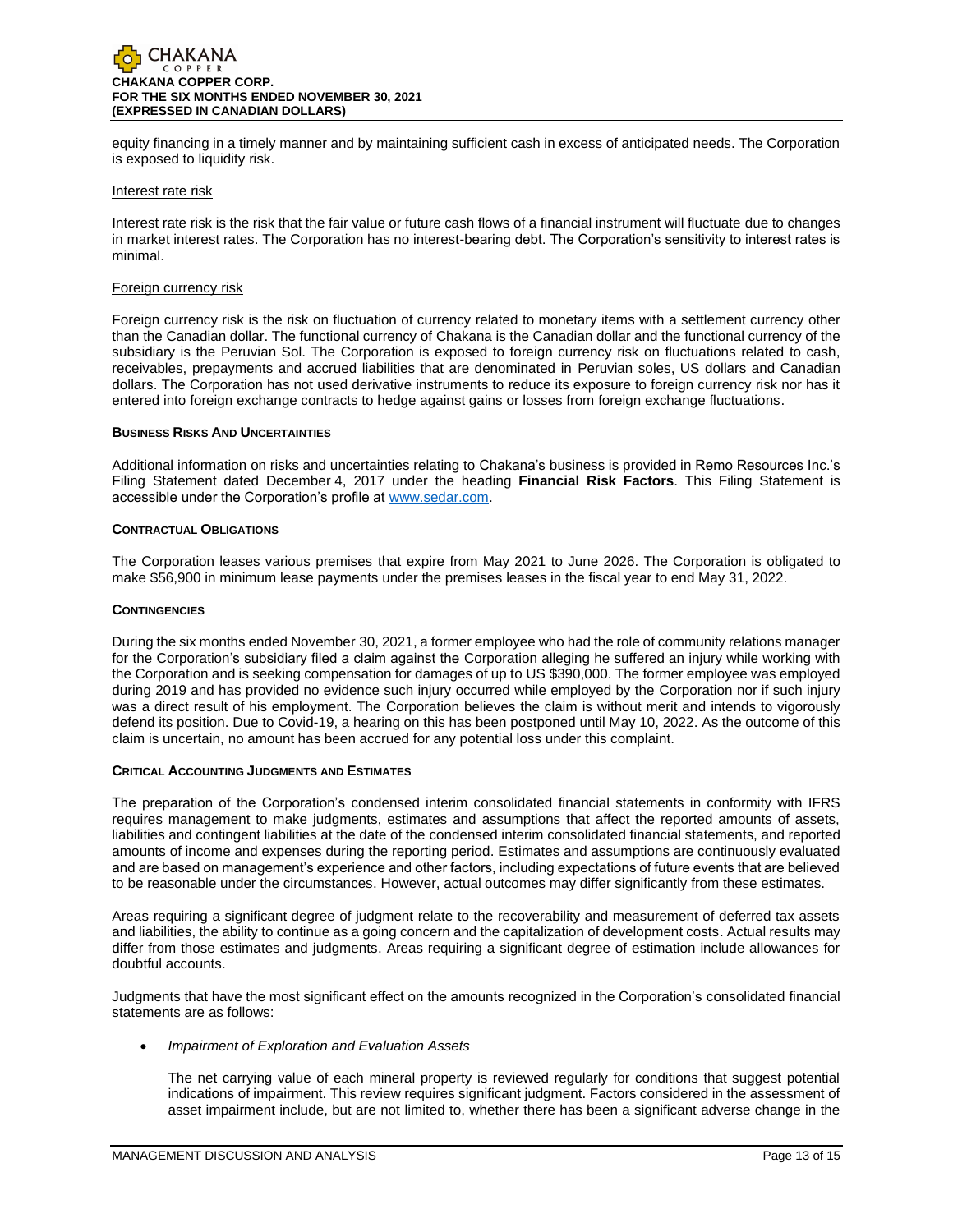equity financing in a timely manner and by maintaining sufficient cash in excess of anticipated needs. The Corporation is exposed to liquidity risk.

Interest rate risk

Interest rate risk is the risk that the fair value or future cash flows of a financial instrument will fluctuate due to changes in market interest rates. The Corporation has no interest-bearing debt. The Corporation's sensitivity to interest rates is minimal.

Foreign currency risk

Foreign currency risk is the risk on fluctuation of currency related to monetary items with a settlement currency other than the Canadian dollar. The functional currency of Chakana is the Canadian dollar and the functional currency of the subsidiary is the Peruvian Sol. The Corporation is exposed to foreign currency risk on fluctuations related to cash, receivables, prepayments and accrued liabilities that are denominated in Peruvian soles, US dollars and Canadian dollars. The Corporation has not used derivative instruments to reduce its exposure to foreign currency risk nor has it entered into foreign exchange contracts to hedge against gains or losses from foreign exchange fluctuations.

**BUSINESS RISKS AND UNCERTAINTIES**

Additional information on risks and uncertainties relating to Chakana's business is provided in Remo Resources Inc.'s Filing Statement dated December 4, 2017 under the heading **Financial Risk Factors**. This Filing Statement is accessible under the Corporation's profile at www.sedar.com.

**CONTRACTUAL OBLIGATIONS**

The Corporation leases various premises that expire from May 2021 to June 2026. The Corporation is obligated to make $56,900 in minimum lease payments under the premises leases in the fiscal year to end May 31, 2022.

**CONTINGENCIES**

During the six months ended November 30, 2021, a former employee who had the role of community relations manager for the Corporation's subsidiary filed a claim against the Corporation alleging he suffered an injury while working with the Corporation and is seeking compensation for damages of up to US $390,000. The former employee was employed during 2019 and has provided no evidence such injury occurred while employed by the Corporation nor if such injury was a direct result of his employment. The Corporation believes the claim is without merit and intends to vigorously defend its position. Due to Covid-19, a hearing on this has been postponed until May 10, 2022. As the outcome of this claim is uncertain, no amount has been accrued for any potential loss under this complaint.

**CRITICAL ACCOUNTING JUDGMENTS AND ESTIMATES**

The preparation of the Corporation's condensed interim consolidated financial statements in conformity with IFRS requires management to make judgments, estimates and assumptions that affect the reported amounts of assets, liabilities and contingent liabilities at the date of the condensed interim consolidated financial statements, and reported amounts of income and expenses during the reporting period. Estimates and assumptions are continuously evaluated and are based on management's experience and other factors, including expectations of future events that are believed to be reasonable under the circumstances. However, actual outcomes may differ significantly from these estimates.

Areas requiring a significant degree of judgment relate to the recoverability and measurement of deferred tax assets and liabilities, the ability to continue as a going concern and the capitalization of development costs. Actual results may differ from those estimates and judgments. Areas requiring a significant degree of estimation include allowances for doubtful accounts.

Judgments that have the most significant effect on the amounts recognized in the Corporation's consolidated financial statements are as follows:

- *Impairment of Exploration and Evaluation Assets*

  The net carrying value of each mineral property is reviewed regularly for conditions that suggest potential indications of impairment. This review requires significant judgment. Factors considered in the assessment of asset impairment include, but are not limited to, whether there has been a significant adverse change in the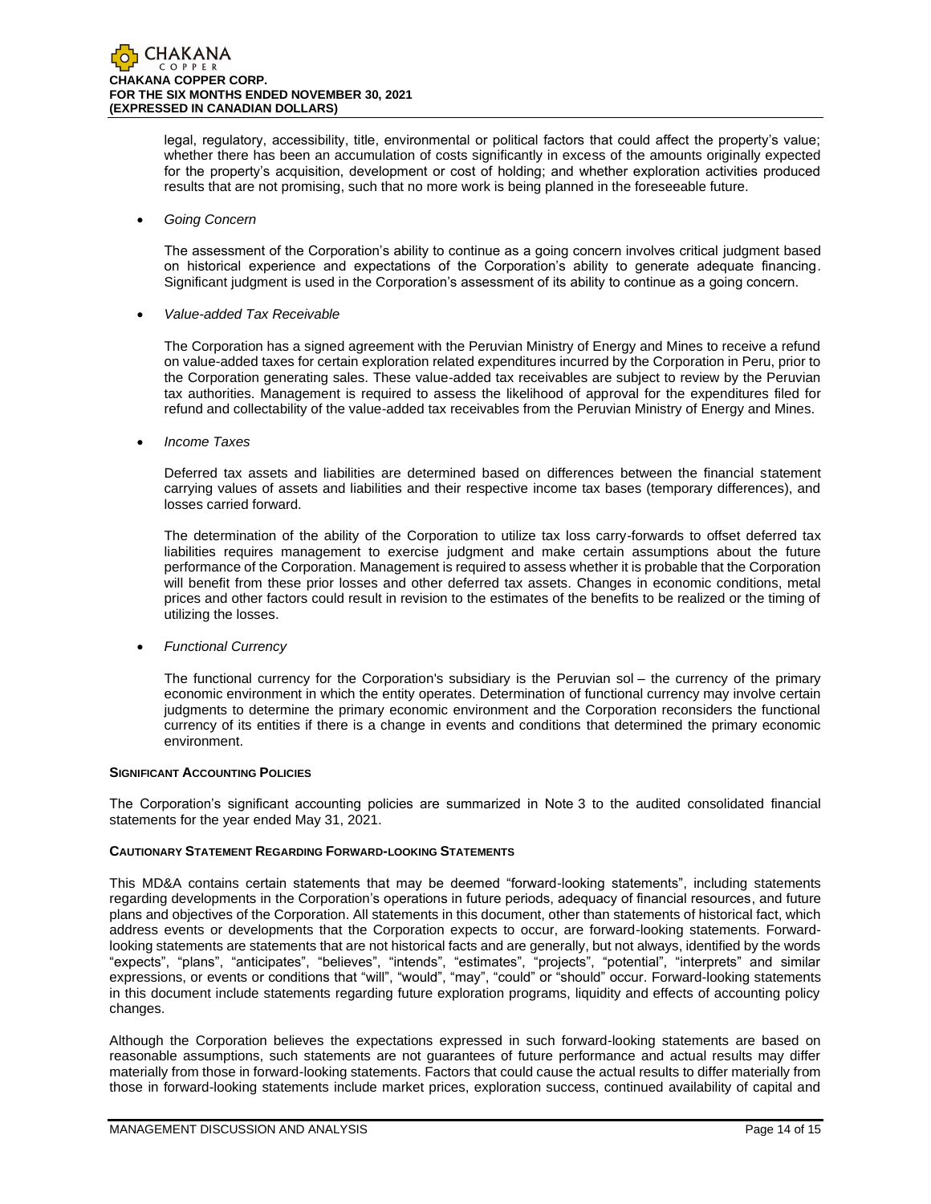legal, regulatory, accessibility, title, environmental or political factors that could affect the property's value; whether there has been an accumulation of costs significantly in excess of the amounts originally expected for the property's acquisition, development or cost of holding; and whether exploration activities produced results that are not promising, such that no more work is being planned in the foreseeable future.

- *Going Concern*

  The assessment of the Corporation's ability to continue as a going concern involves critical judgment based on historical experience and expectations of the Corporation's ability to generate adequate financing. Significant judgment is used in the Corporation's assessment of its ability to continue as a going concern.

- *Value-added Tax Receivable*

  The Corporation has a signed agreement with the Peruvian Ministry of Energy and Mines to receive a refund on value-added taxes for certain exploration related expenditures incurred by the Corporation in Peru, prior to the Corporation generating sales. These value-added tax receivables are subject to review by the Peruvian tax authorities. Management is required to assess the likelihood of approval for the expenditures filed for refund and collectability of the value-added tax receivables from the Peruvian Ministry of Energy and Mines.

- *Income Taxes*

  Deferred tax assets and liabilities are determined based on differences between the financial statement carrying values of assets and liabilities and their respective income tax bases (temporary differences), and losses carried forward.

  The determination of the ability of the Corporation to utilize tax loss carry-forwards to offset deferred tax liabilities requires management to exercise judgment and make certain assumptions about the future performance of the Corporation. Management is required to assess whether it is probable that the Corporation will benefit from these prior losses and other deferred tax assets. Changes in economic conditions, metal prices and other factors could result in revision to the estimates of the benefits to be realized or the timing of utilizing the losses.

- *Functional Currency*

  The functional currency for the Corporation's subsidiary is the Peruvian sol – the currency of the primary economic environment in which the entity operates. Determination of functional currency may involve certain judgments to determine the primary economic environment and the Corporation reconsiders the functional currency of its entities if there is a change in events and conditions that determined the primary economic environment.

## Significant Accounting Policies

The Corporation's significant accounting policies are summarized in Note 3 to the audited consolidated financial statements for the year ended May 31, 2021.

## Cautionary Statement Regarding Forward-looking Statements

This MD&A contains certain statements that may be deemed "forward-looking statements", including statements regarding developments in the Corporation's operations in future periods, adequacy of financial resources, and future plans and objectives of the Corporation. All statements in this document, other than statements of historical fact, which address events or developments that the Corporation expects to occur, are forward-looking statements. Forward-looking statements are statements that are not historical facts and are generally, but not always, identified by the words "expects", "plans", "anticipates", "believes", "intends", "estimates", "projects", "potential", "interprets" and similar expressions, or events or conditions that "will", "would", "may", "could" or "should" occur. Forward-looking statements in this document include statements regarding future exploration programs, liquidity and effects of accounting policy changes.

Although the Corporation believes the expectations expressed in such forward-looking statements are based on reasonable assumptions, such statements are not guarantees of future performance and actual results may differ materially from those in forward-looking statements. Factors that could cause the actual results to differ materially from those in forward-looking statements include market prices, exploration success, continued availability of capital and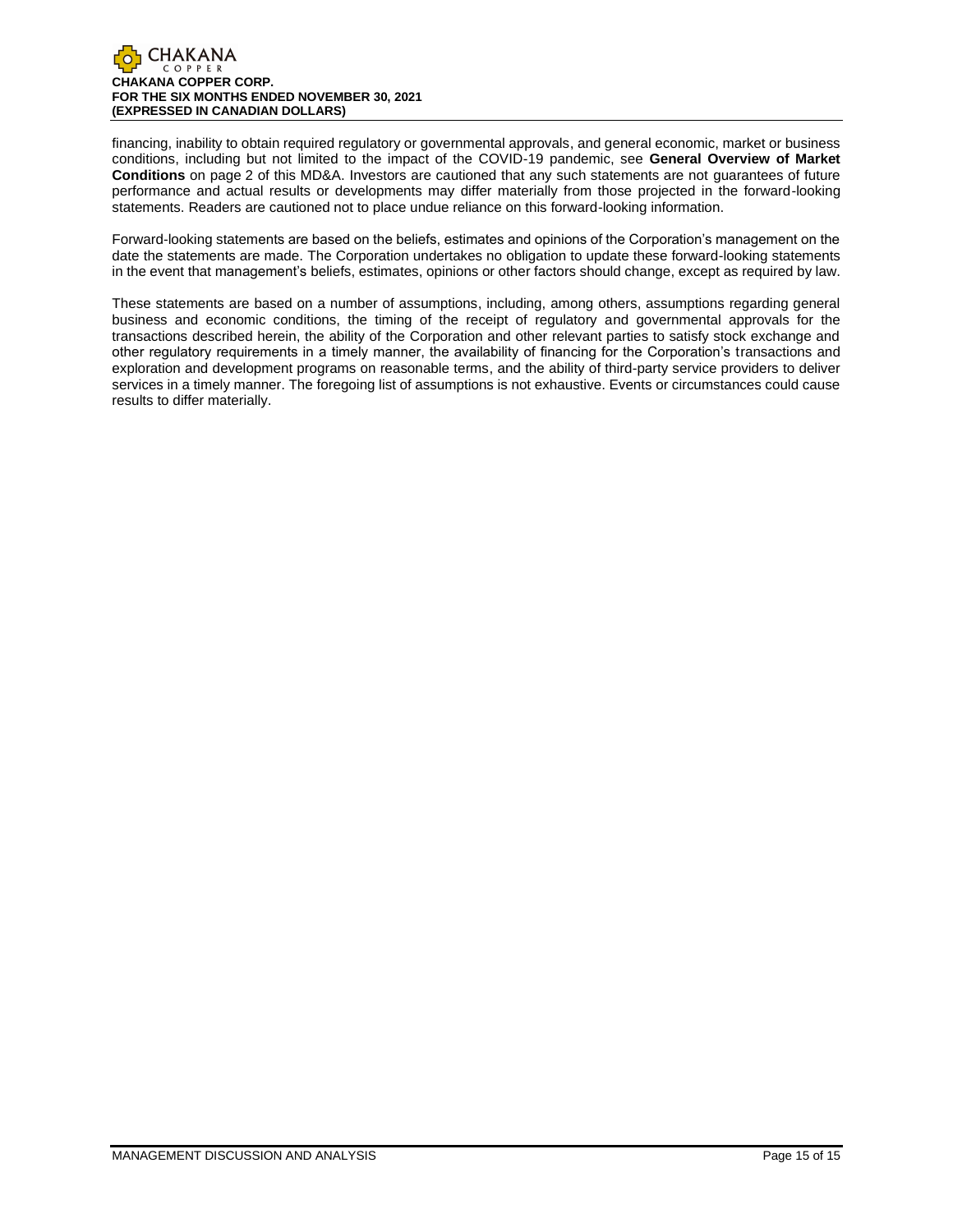financing, inability to obtain required regulatory or governmental approvals, and general economic, market or business conditions, including but not limited to the impact of the COVID-19 pandemic, see **General Overview of Market Conditions** on page 2 of this MD&A. Investors are cautioned that any such statements are not guarantees of future performance and actual results or developments may differ materially from those projected in the forward-looking statements. Readers are cautioned not to place undue reliance on this forward-looking information.

Forward-looking statements are based on the beliefs, estimates and opinions of the Corporation's management on the date the statements are made. The Corporation undertakes no obligation to update these forward-looking statements in the event that management's beliefs, estimates, opinions or other factors should change, except as required by law.

These statements are based on a number of assumptions, including, among others, assumptions regarding general business and economic conditions, the timing of the receipt of regulatory and governmental approvals for the transactions described herein, the ability of the Corporation and other relevant parties to satisfy stock exchange and other regulatory requirements in a timely manner, the availability of financing for the Corporation's transactions and exploration and development programs on reasonable terms, and the ability of third-party service providers to deliver services in a timely manner. The foregoing list of assumptions is not exhaustive. Events or circumstances could cause results to differ materially.